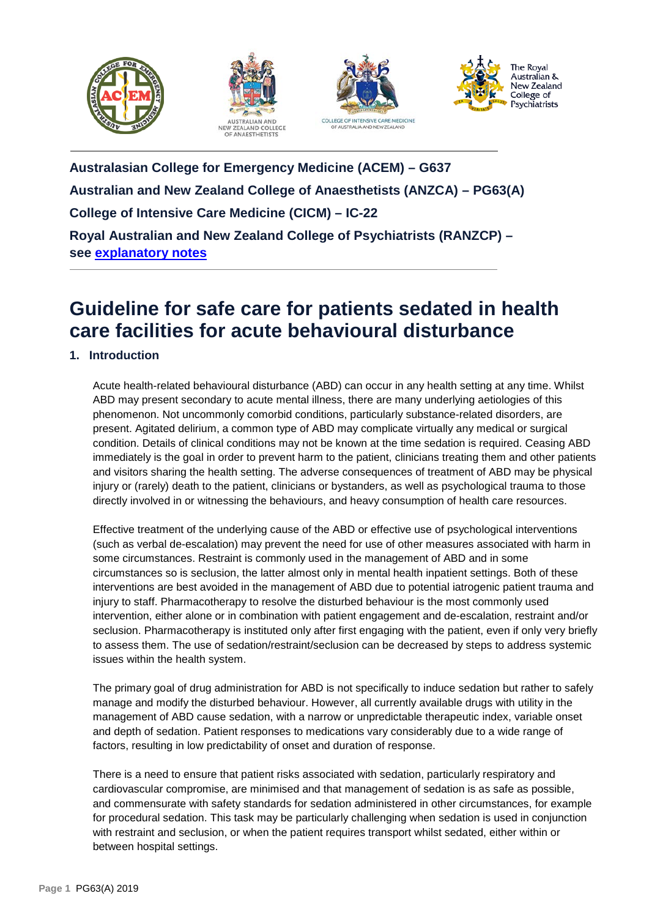**Australasian College for Emergency Medicine (ACEM) – G637**

**Australian and New Zealand College of Anaesthetists (ANZCA) – PG63(A)**

**College of Intensive Care Medicine (CICM) – IC-22**

**Royal Australian and New Zealand College of Psychiatrists (RANZCP) – see explanatory notes**

# Guideline for safe care for patients sedated in health care facilities for acute behavioural disturbance

## 1. Introduction

Acute health-related behavioural disturbance (ABD) can occur in any health setting at any time. Whilst ABD may present secondary to acute mental illness, there are many underlying aetiologies of this phenomenon. Not uncommonly comorbid conditions, particularly substance-related disorders, are present. Agitated delirium, a common type of ABD may complicate virtually any medical or surgical condition. Details of clinical conditions may not be known at the time sedation is required. Ceasing ABD immediately is the goal in order to prevent harm to the patient, clinicians treating them and other patients and visitors sharing the health setting. The adverse consequences of treatment of ABD may be physical injury or (rarely) death to the patient, clinicians or bystanders, as well as psychological trauma to those directly involved in or witnessing the behaviours, and heavy consumption of health care resources.

Effective treatment of the underlying cause of the ABD or effective use of psychological interventions (such as verbal de-escalation) may prevent the need for use of other measures associated with harm in some circumstances. Restraint is commonly used in the management of ABD and in some circumstances so is seclusion, the latter almost only in mental health inpatient settings. Both of these interventions are best avoided in the management of ABD due to potential iatrogenic patient trauma and injury to staff. Pharmacotherapy to resolve the disturbed behaviour is the most commonly used intervention, either alone or in combination with patient engagement and de-escalation, restraint and/or seclusion. Pharmacotherapy is instituted only after first engaging with the patient, even if only very briefly to assess them. The use of sedation/restraint/seclusion can be decreased by steps to address systemic issues within the health system.

The primary goal of drug administration for ABD is not specifically to induce sedation but rather to safely manage and modify the disturbed behaviour. However, all currently available drugs with utility in the management of ABD cause sedation, with a narrow or unpredictable therapeutic index, variable onset and depth of sedation. Patient responses to medications vary considerably due to a wide range of factors, resulting in low predictability of onset and duration of response.

There is a need to ensure that patient risks associated with sedation, particularly respiratory and cardiovascular compromise, are minimised and that management of sedation is as safe as possible, and commensurate with safety standards for sedation administered in other circumstances, for example for procedural sedation. This task may be particularly challenging when sedation is used in conjunction with restraint and seclusion, or when the patient requires transport whilst sedated, either within or between hospital settings.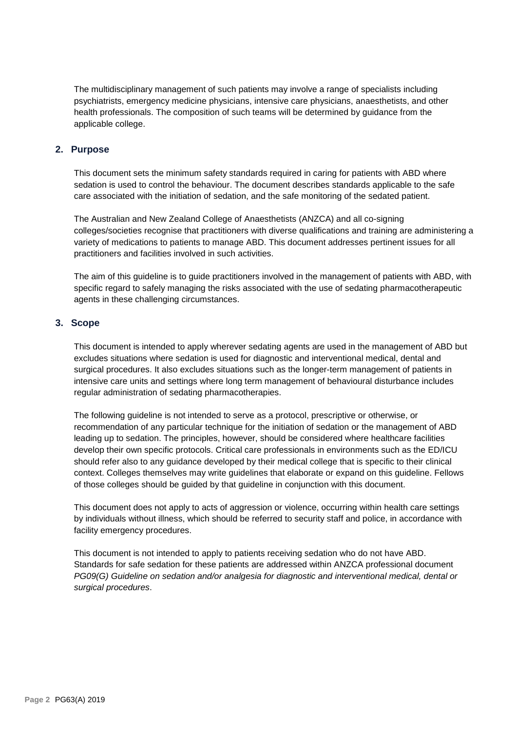The multidisciplinary management of such patients may involve a range of specialists including psychiatrists, emergency medicine physicians, intensive care physicians, anaesthetists, and other health professionals. The composition of such teams will be determined by guidance from the applicable college.

## 2. Purpose

This document sets the minimum safety standards required in caring for patients with ABD where sedation is used to control the behaviour. The document describes standards applicable to the safe care associated with the initiation of sedation, and the safe monitoring of the sedated patient.

The Australian and New Zealand College of Anaesthetists (ANZCA) and all co-signing colleges/societies recognise that practitioners with diverse qualifications and training are administering a variety of medications to patients to manage ABD. This document addresses pertinent issues for all practitioners and facilities involved in such activities.

The aim of this guideline is to guide practitioners involved in the management of patients with ABD, with specific regard to safely managing the risks associated with the use of sedating pharmacotherapeutic agents in these challenging circumstances.

## 3. Scope

This document is intended to apply wherever sedating agents are used in the management of ABD but excludes situations where sedation is used for diagnostic and interventional medical, dental and surgical procedures. It also excludes situations such as the longer-term management of patients in intensive care units and settings where long term management of behavioural disturbance includes regular administration of sedating pharmacotherapies.

The following guideline is not intended to serve as a protocol, prescriptive or otherwise, or recommendation of any particular technique for the initiation of sedation or the management of ABD leading up to sedation. The principles, however, should be considered where healthcare facilities develop their own specific protocols. Critical care professionals in environments such as the ED/ICU should refer also to any guidance developed by their medical college that is specific to their clinical context. Colleges themselves may write guidelines that elaborate or expand on this guideline. Fellows of those colleges should be guided by that guideline in conjunction with this document.

This document does not apply to acts of aggression or violence, occurring within health care settings by individuals without illness, which should be referred to security staff and police, in accordance with facility emergency procedures.

This document is not intended to apply to patients receiving sedation who do not have ABD. Standards for safe sedation for these patients are addressed within ANZCA professional document *PG09(G) Guideline on sedation and/or analgesia for diagnostic and interventional medical, dental or surgical procedures*.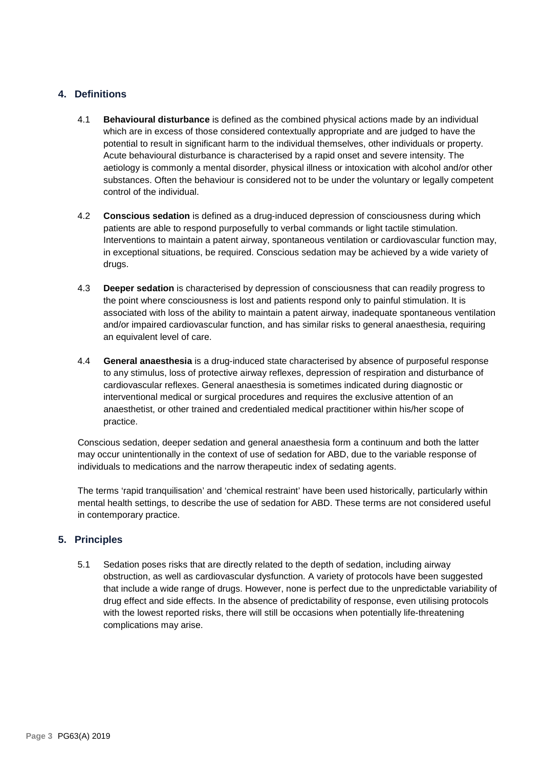## 4. Definitions

4.1 **Behavioural disturbance** is defined as the combined physical actions made by an individual which are in excess of those considered contextually appropriate and are judged to have the potential to result in significant harm to the individual themselves, other individuals or property. Acute behavioural disturbance is characterised by a rapid onset and severe intensity. The aetiology is commonly a mental disorder, physical illness or intoxication with alcohol and/or other substances. Often the behaviour is considered not to be under the voluntary or legally competent control of the individual.

4.2 **Conscious sedation** is defined as a drug-induced depression of consciousness during which patients are able to respond purposefully to verbal commands or light tactile stimulation. Interventions to maintain a patent airway, spontaneous ventilation or cardiovascular function may, in exceptional situations, be required. Conscious sedation may be achieved by a wide variety of drugs.

4.3 **Deeper sedation** is characterised by depression of consciousness that can readily progress to the point where consciousness is lost and patients respond only to painful stimulation. It is associated with loss of the ability to maintain a patent airway, inadequate spontaneous ventilation and/or impaired cardiovascular function, and has similar risks to general anaesthesia, requiring an equivalent level of care.

4.4 **General anaesthesia** is a drug-induced state characterised by absence of purposeful response to any stimulus, loss of protective airway reflexes, depression of respiration and disturbance of cardiovascular reflexes. General anaesthesia is sometimes indicated during diagnostic or interventional medical or surgical procedures and requires the exclusive attention of an anaesthetist, or other trained and credentialed medical practitioner within his/her scope of practice.

Conscious sedation, deeper sedation and general anaesthesia form a continuum and both the latter may occur unintentionally in the context of use of sedation for ABD, due to the variable response of individuals to medications and the narrow therapeutic index of sedating agents.

The terms 'rapid tranquilisation' and 'chemical restraint' have been used historically, particularly within mental health settings, to describe the use of sedation for ABD. These terms are not considered useful in contemporary practice.

## 5. Principles

5.1 Sedation poses risks that are directly related to the depth of sedation, including airway obstruction, as well as cardiovascular dysfunction. A variety of protocols have been suggested that include a wide range of drugs. However, none is perfect due to the unpredictable variability of drug effect and side effects. In the absence of predictability of response, even utilising protocols with the lowest reported risks, there will still be occasions when potentially life-threatening complications may arise.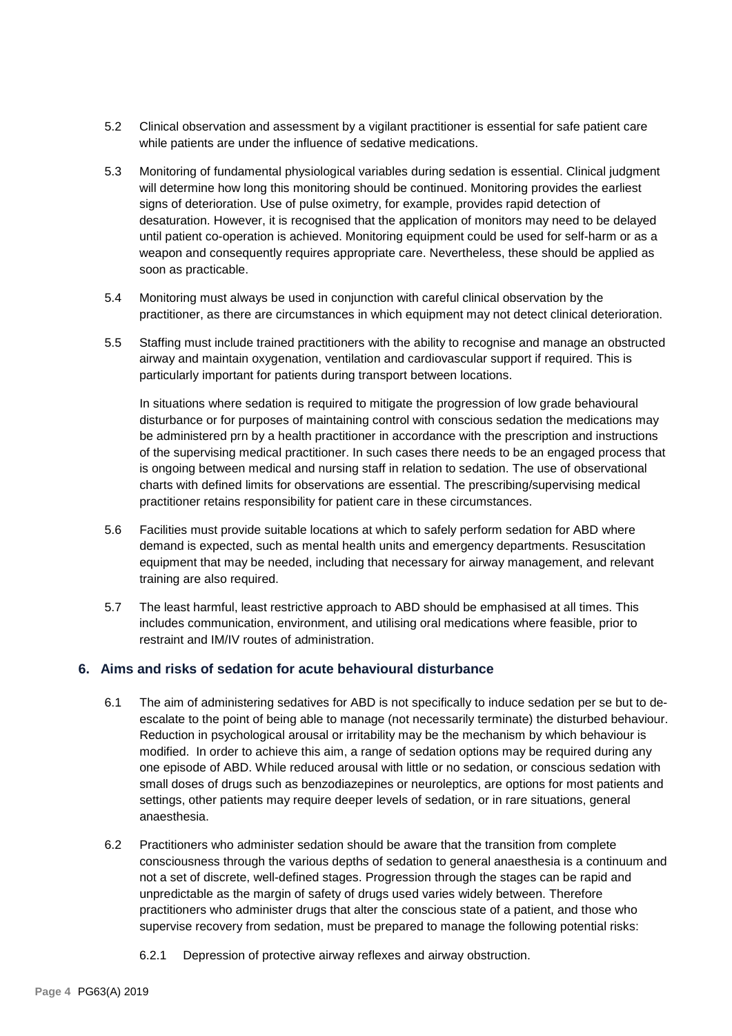5.2 Clinical observation and assessment by a vigilant practitioner is essential for safe patient care while patients are under the influence of sedative medications.

5.3 Monitoring of fundamental physiological variables during sedation is essential. Clinical judgment will determine how long this monitoring should be continued. Monitoring provides the earliest signs of deterioration. Use of pulse oximetry, for example, provides rapid detection of desaturation. However, it is recognised that the application of monitors may need to be delayed until patient co-operation is achieved. Monitoring equipment could be used for self-harm or as a weapon and consequently requires appropriate care. Nevertheless, these should be applied as soon as practicable.

5.4 Monitoring must always be used in conjunction with careful clinical observation by the practitioner, as there are circumstances in which equipment may not detect clinical deterioration.

5.5 Staffing must include trained practitioners with the ability to recognise and manage an obstructed airway and maintain oxygenation, ventilation and cardiovascular support if required. This is particularly important for patients during transport between locations.

In situations where sedation is required to mitigate the progression of low grade behavioural disturbance or for purposes of maintaining control with conscious sedation the medications may be administered prn by a health practitioner in accordance with the prescription and instructions of the supervising medical practitioner. In such cases there needs to be an engaged process that is ongoing between medical and nursing staff in relation to sedation. The use of observational charts with defined limits for observations are essential. The prescribing/supervising medical practitioner retains responsibility for patient care in these circumstances.

5.6 Facilities must provide suitable locations at which to safely perform sedation for ABD where demand is expected, such as mental health units and emergency departments. Resuscitation equipment that may be needed, including that necessary for airway management, and relevant training are also required.

5.7 The least harmful, least restrictive approach to ABD should be emphasised at all times. This includes communication, environment, and utilising oral medications where feasible, prior to restraint and IM/IV routes of administration.

## 6. Aims and risks of sedation for acute behavioural disturbance

6.1 The aim of administering sedatives for ABD is not specifically to induce sedation per se but to de-escalate to the point of being able to manage (not necessarily terminate) the disturbed behaviour. Reduction in psychological arousal or irritability may be the mechanism by which behaviour is modified. In order to achieve this aim, a range of sedation options may be required during any one episode of ABD. While reduced arousal with little or no sedation, or conscious sedation with small doses of drugs such as benzodiazepines or neuroleptics, are options for most patients and settings, other patients may require deeper levels of sedation, or in rare situations, general anaesthesia.

6.2 Practitioners who administer sedation should be aware that the transition from complete consciousness through the various depths of sedation to general anaesthesia is a continuum and not a set of discrete, well-defined stages. Progression through the stages can be rapid and unpredictable as the margin of safety of drugs used varies widely between. Therefore practitioners who administer drugs that alter the conscious state of a patient, and those who supervise recovery from sedation, must be prepared to manage the following potential risks:

6.2.1 Depression of protective airway reflexes and airway obstruction.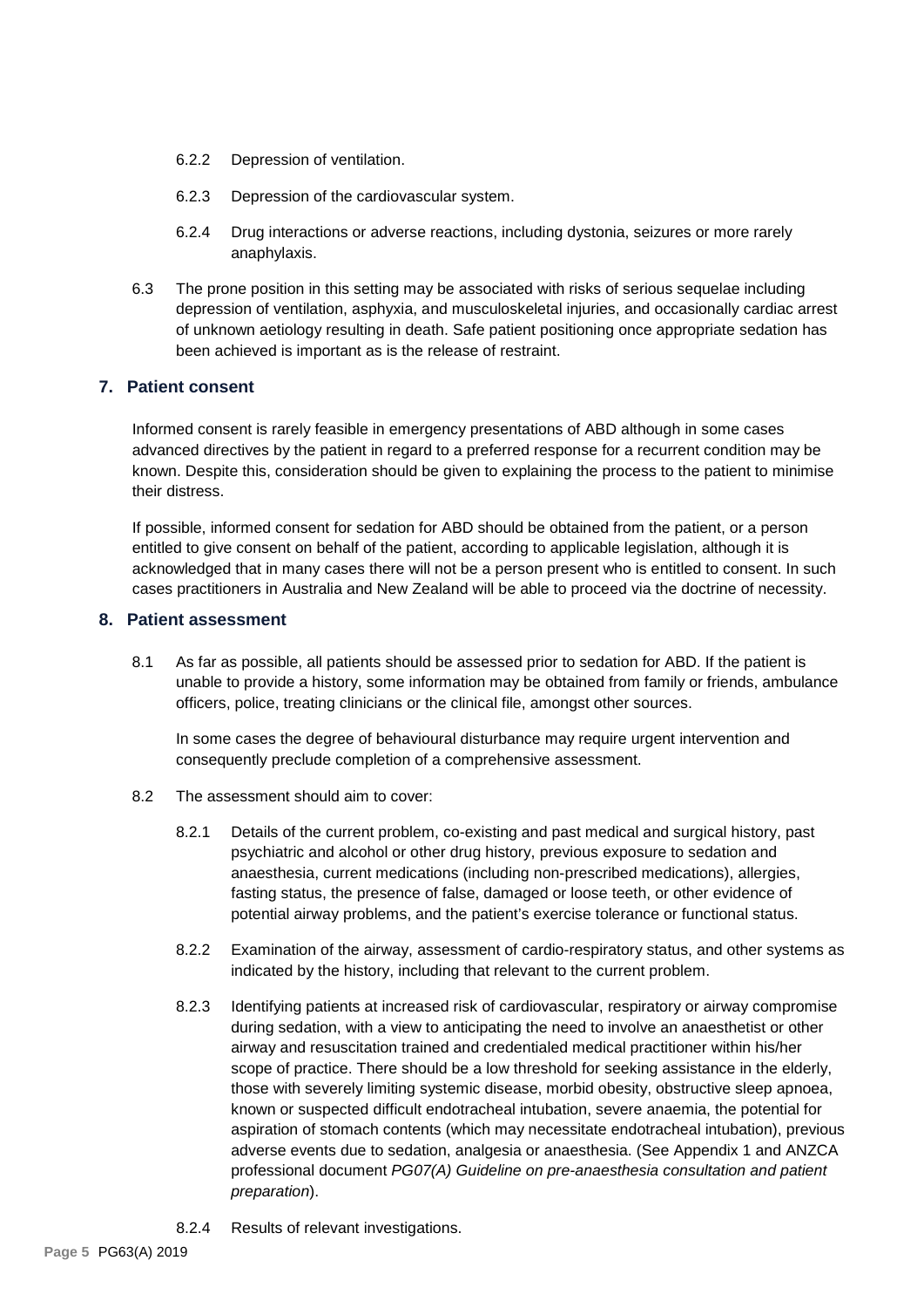6.2.2 Depression of ventilation.

6.2.3 Depression of the cardiovascular system.

6.2.4 Drug interactions or adverse reactions, including dystonia, seizures or more rarely anaphylaxis.

6.3 The prone position in this setting may be associated with risks of serious sequelae including depression of ventilation, asphyxia, and musculoskeletal injuries, and occasionally cardiac arrest of unknown aetiology resulting in death. Safe patient positioning once appropriate sedation has been achieved is important as is the release of restraint.

## 7. Patient consent

Informed consent is rarely feasible in emergency presentations of ABD although in some cases advanced directives by the patient in regard to a preferred response for a recurrent condition may be known. Despite this, consideration should be given to explaining the process to the patient to minimise their distress.

If possible, informed consent for sedation for ABD should be obtained from the patient, or a person entitled to give consent on behalf of the patient, according to applicable legislation, although it is acknowledged that in many cases there will not be a person present who is entitled to consent. In such cases practitioners in Australia and New Zealand will be able to proceed via the doctrine of necessity.

## 8. Patient assessment

8.1 As far as possible, all patients should be assessed prior to sedation for ABD. If the patient is unable to provide a history, some information may be obtained from family or friends, ambulance officers, police, treating clinicians or the clinical file, amongst other sources.

In some cases the degree of behavioural disturbance may require urgent intervention and consequently preclude completion of a comprehensive assessment.

8.2 The assessment should aim to cover:

8.2.1 Details of the current problem, co-existing and past medical and surgical history, past psychiatric and alcohol or other drug history, previous exposure to sedation and anaesthesia, current medications (including non-prescribed medications), allergies, fasting status, the presence of false, damaged or loose teeth, or other evidence of potential airway problems, and the patient's exercise tolerance or functional status.

8.2.2 Examination of the airway, assessment of cardio-respiratory status, and other systems as indicated by the history, including that relevant to the current problem.

8.2.3 Identifying patients at increased risk of cardiovascular, respiratory or airway compromise during sedation, with a view to anticipating the need to involve an anaesthetist or other airway and resuscitation trained and credentialed medical practitioner within his/her scope of practice. There should be a low threshold for seeking assistance in the elderly, those with severely limiting systemic disease, morbid obesity, obstructive sleep apnoea, known or suspected difficult endotracheal intubation, severe anaemia, the potential for aspiration of stomach contents (which may necessitate endotracheal intubation), previous adverse events due to sedation, analgesia or anaesthesia. (See Appendix 1 and ANZCA professional document *PG07(A) Guideline on pre-anaesthesia consultation and patient preparation*).

8.2.4 Results of relevant investigations.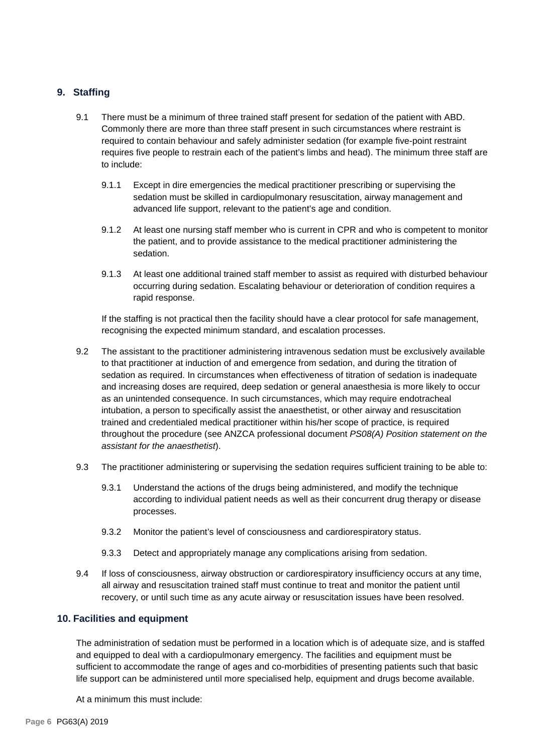## 9. Staffing

9.1 There must be a minimum of three trained staff present for sedation of the patient with ABD. Commonly there are more than three staff present in such circumstances where restraint is required to contain behaviour and safely administer sedation (for example five-point restraint requires five people to restrain each of the patient's limbs and head). The minimum three staff are to include:

9.1.1 Except in dire emergencies the medical practitioner prescribing or supervising the sedation must be skilled in cardiopulmonary resuscitation, airway management and advanced life support, relevant to the patient's age and condition.

9.1.2 At least one nursing staff member who is current in CPR and who is competent to monitor the patient, and to provide assistance to the medical practitioner administering the sedation.

9.1.3 At least one additional trained staff member to assist as required with disturbed behaviour occurring during sedation. Escalating behaviour or deterioration of condition requires a rapid response.

If the staffing is not practical then the facility should have a clear protocol for safe management, recognising the expected minimum standard, and escalation processes.

9.2 The assistant to the practitioner administering intravenous sedation must be exclusively available to that practitioner at induction of and emergence from sedation, and during the titration of sedation as required. In circumstances when effectiveness of titration of sedation is inadequate and increasing doses are required, deep sedation or general anaesthesia is more likely to occur as an unintended consequence. In such circumstances, which may require endotracheal intubation, a person to specifically assist the anaesthetist, or other airway and resuscitation trained and credentialed medical practitioner within his/her scope of practice, is required throughout the procedure (see ANZCA professional document *PS08(A) Position statement on the assistant for the anaesthetist*).

9.3 The practitioner administering or supervising the sedation requires sufficient training to be able to:

9.3.1 Understand the actions of the drugs being administered, and modify the technique according to individual patient needs as well as their concurrent drug therapy or disease processes.

9.3.2 Monitor the patient's level of consciousness and cardiorespiratory status.

9.3.3 Detect and appropriately manage any complications arising from sedation.

9.4 If loss of consciousness, airway obstruction or cardiorespiratory insufficiency occurs at any time, all airway and resuscitation trained staff must continue to treat and monitor the patient until recovery, or until such time as any acute airway or resuscitation issues have been resolved.

## 10. Facilities and equipment

The administration of sedation must be performed in a location which is of adequate size, and is staffed and equipped to deal with a cardiopulmonary emergency. The facilities and equipment must be sufficient to accommodate the range of ages and co-morbidities of presenting patients such that basic life support can be administered until more specialised help, equipment and drugs become available.

At a minimum this must include: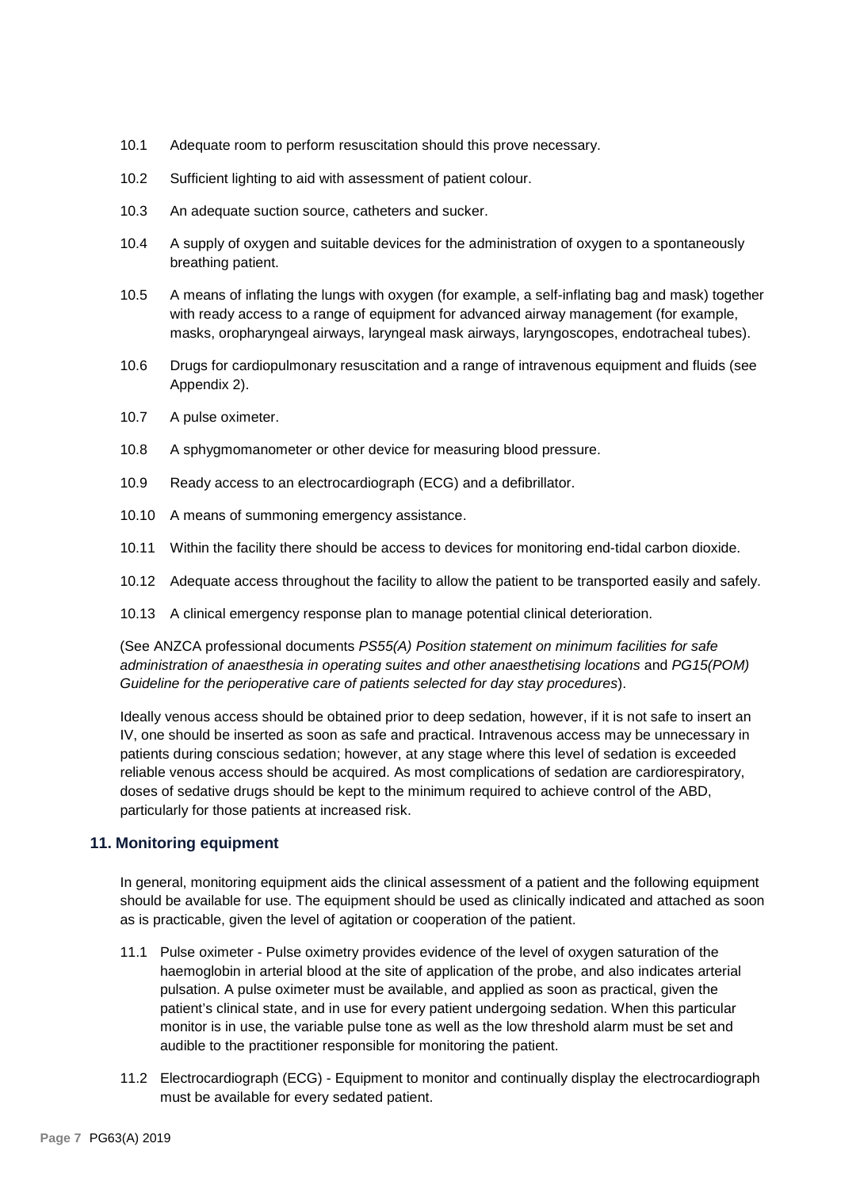10.1 Adequate room to perform resuscitation should this prove necessary.

10.2 Sufficient lighting to aid with assessment of patient colour.

10.3 An adequate suction source, catheters and sucker.

10.4 A supply of oxygen and suitable devices for the administration of oxygen to a spontaneously breathing patient.

10.5 A means of inflating the lungs with oxygen (for example, a self-inflating bag and mask) together with ready access to a range of equipment for advanced airway management (for example, masks, oropharyngeal airways, laryngeal mask airways, laryngoscopes, endotracheal tubes).

10.6 Drugs for cardiopulmonary resuscitation and a range of intravenous equipment and fluids (see Appendix 2).

10.7 A pulse oximeter.

10.8 A sphygmomanometer or other device for measuring blood pressure.

10.9 Ready access to an electrocardiograph (ECG) and a defibrillator.

10.10 A means of summoning emergency assistance.

10.11 Within the facility there should be access to devices for monitoring end-tidal carbon dioxide.

10.12 Adequate access throughout the facility to allow the patient to be transported easily and safely.

10.13 A clinical emergency response plan to manage potential clinical deterioration.

(See ANZCA professional documents *PS55(A) Position statement on minimum facilities for safe administration of anaesthesia in operating suites and other anaesthetising locations* and *PG15(POM) Guideline for the perioperative care of patients selected for day stay procedures*).

Ideally venous access should be obtained prior to deep sedation, however, if it is not safe to insert an IV, one should be inserted as soon as safe and practical. Intravenous access may be unnecessary in patients during conscious sedation; however, at any stage where this level of sedation is exceeded reliable venous access should be acquired. As most complications of sedation are cardiorespiratory, doses of sedative drugs should be kept to the minimum required to achieve control of the ABD, particularly for those patients at increased risk.

## 11. Monitoring equipment

In general, monitoring equipment aids the clinical assessment of a patient and the following equipment should be available for use. The equipment should be used as clinically indicated and attached as soon as is practicable, given the level of agitation or cooperation of the patient.

11.1 Pulse oximeter - Pulse oximetry provides evidence of the level of oxygen saturation of the haemoglobin in arterial blood at the site of application of the probe, and also indicates arterial pulsation. A pulse oximeter must be available, and applied as soon as practical, given the patient's clinical state, and in use for every patient undergoing sedation. When this particular monitor is in use, the variable pulse tone as well as the low threshold alarm must be set and audible to the practitioner responsible for monitoring the patient.

11.2 Electrocardiograph (ECG) - Equipment to monitor and continually display the electrocardiograph must be available for every sedated patient.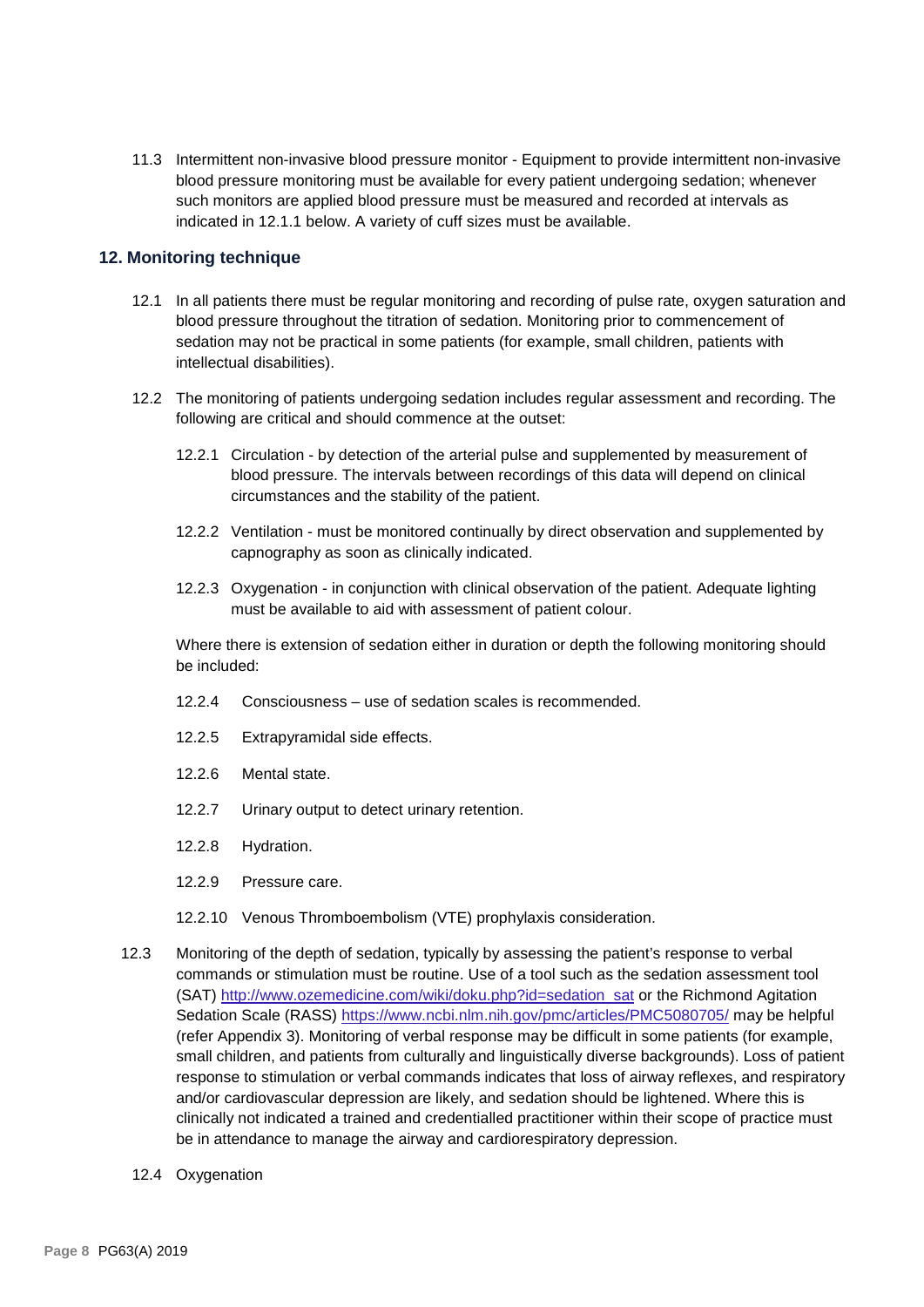11.3 Intermittent non-invasive blood pressure monitor - Equipment to provide intermittent non-invasive blood pressure monitoring must be available for every patient undergoing sedation; whenever such monitors are applied blood pressure must be measured and recorded at intervals as indicated in 12.1.1 below. A variety of cuff sizes must be available.

## 12. Monitoring technique

12.1 In all patients there must be regular monitoring and recording of pulse rate, oxygen saturation and blood pressure throughout the titration of sedation. Monitoring prior to commencement of sedation may not be practical in some patients (for example, small children, patients with intellectual disabilities).

12.2 The monitoring of patients undergoing sedation includes regular assessment and recording. The following are critical and should commence at the outset:

12.2.1 Circulation - by detection of the arterial pulse and supplemented by measurement of blood pressure. The intervals between recordings of this data will depend on clinical circumstances and the stability of the patient.

12.2.2 Ventilation - must be monitored continually by direct observation and supplemented by capnography as soon as clinically indicated.

12.2.3 Oxygenation - in conjunction with clinical observation of the patient. Adequate lighting must be available to aid with assessment of patient colour.

Where there is extension of sedation either in duration or depth the following monitoring should be included:

12.2.4 Consciousness – use of sedation scales is recommended.

12.2.5 Extrapyramidal side effects.

12.2.6 Mental state.

12.2.7 Urinary output to detect urinary retention.

12.2.8 Hydration.

12.2.9 Pressure care.

12.2.10 Venous Thromboembolism (VTE) prophylaxis consideration.

12.3 Monitoring of the depth of sedation, typically by assessing the patient's response to verbal commands or stimulation must be routine. Use of a tool such as the sedation assessment tool (SAT) http://www.ozemedicine.com/wiki/doku.php?id=sedation_sat or the Richmond Agitation Sedation Scale (RASS) https://www.ncbi.nlm.nih.gov/pmc/articles/PMC5080705/ may be helpful (refer Appendix 3). Monitoring of verbal response may be difficult in some patients (for example, small children, and patients from culturally and linguistically diverse backgrounds). Loss of patient response to stimulation or verbal commands indicates that loss of airway reflexes, and respiratory and/or cardiovascular depression are likely, and sedation should be lightened. Where this is clinically not indicated a trained and credentialled practitioner within their scope of practice must be in attendance to manage the airway and cardiorespiratory depression.

12.4 Oxygenation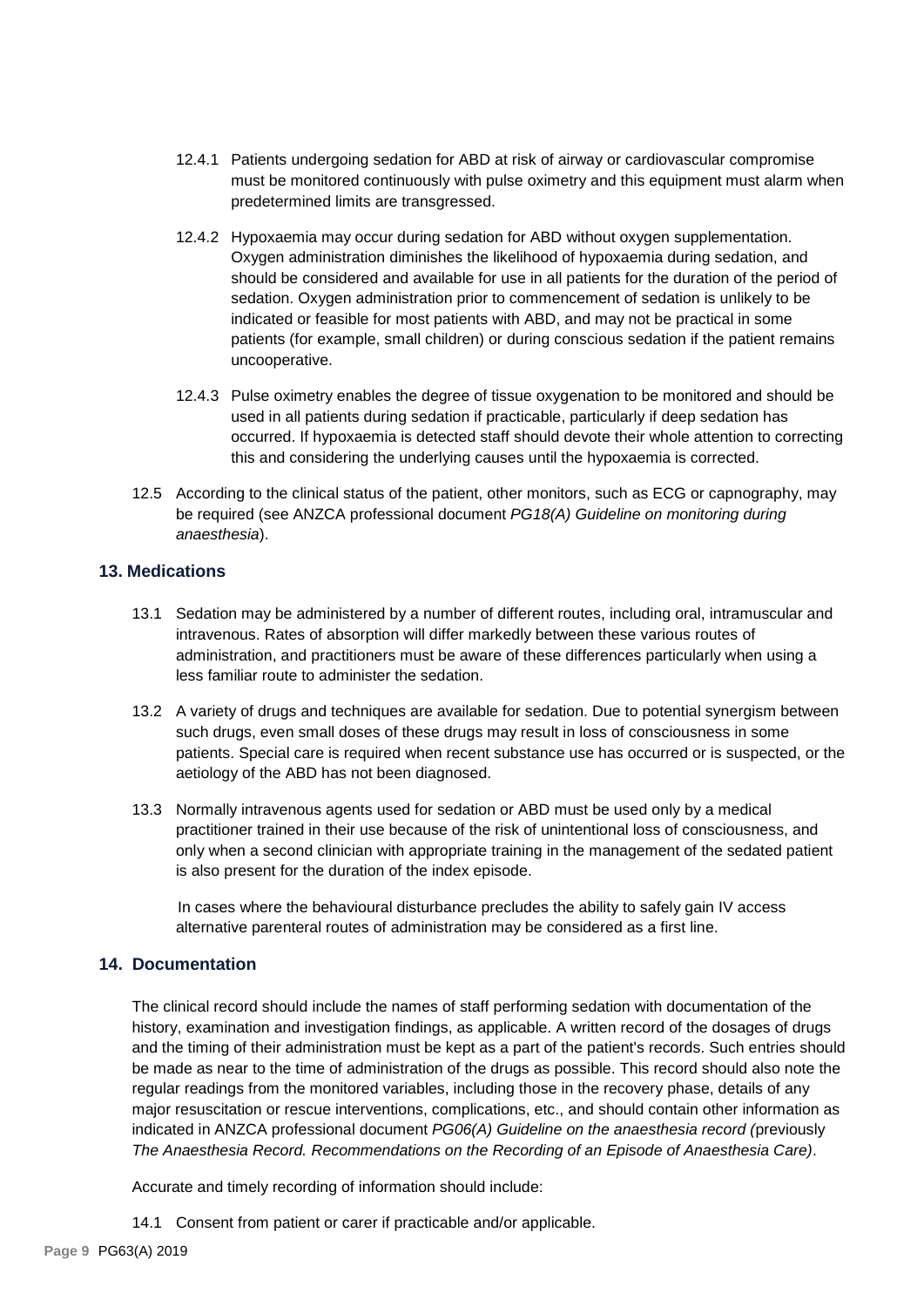12.4.1 Patients undergoing sedation for ABD at risk of airway or cardiovascular compromise must be monitored continuously with pulse oximetry and this equipment must alarm when predetermined limits are transgressed.

12.4.2 Hypoxaemia may occur during sedation for ABD without oxygen supplementation. Oxygen administration diminishes the likelihood of hypoxaemia during sedation, and should be considered and available for use in all patients for the duration of the period of sedation. Oxygen administration prior to commencement of sedation is unlikely to be indicated or feasible for most patients with ABD, and may not be practical in some patients (for example, small children) or during conscious sedation if the patient remains uncooperative.

12.4.3 Pulse oximetry enables the degree of tissue oxygenation to be monitored and should be used in all patients during sedation if practicable, particularly if deep sedation has occurred. If hypoxaemia is detected staff should devote their whole attention to correcting this and considering the underlying causes until the hypoxaemia is corrected.

12.5 According to the clinical status of the patient, other monitors, such as ECG or capnography, may be required (see ANZCA professional document *PG18(A) Guideline on monitoring during anaesthesia*).

## 13. Medications

13.1 Sedation may be administered by a number of different routes, including oral, intramuscular and intravenous. Rates of absorption will differ markedly between these various routes of administration, and practitioners must be aware of these differences particularly when using a less familiar route to administer the sedation.

13.2 A variety of drugs and techniques are available for sedation. Due to potential synergism between such drugs, even small doses of these drugs may result in loss of consciousness in some patients. Special care is required when recent substance use has occurred or is suspected, or the aetiology of the ABD has not been diagnosed.

13.3 Normally intravenous agents used for sedation or ABD must be used only by a medical practitioner trained in their use because of the risk of unintentional loss of consciousness, and only when a second clinician with appropriate training in the management of the sedated patient is also present for the duration of the index episode.

In cases where the behavioural disturbance precludes the ability to safely gain IV access alternative parenteral routes of administration may be considered as a first line.

## 14. Documentation

The clinical record should include the names of staff performing sedation with documentation of the history, examination and investigation findings, as applicable. A written record of the dosages of drugs and the timing of their administration must be kept as a part of the patient's records. Such entries should be made as near to the time of administration of the drugs as possible. This record should also note the regular readings from the monitored variables, including those in the recovery phase, details of any major resuscitation or rescue interventions, complications, etc., and should contain other information as indicated in ANZCA professional document *PG06(A) Guideline on the anaesthesia record (*previously *The Anaesthesia Record. Recommendations on the Recording of an Episode of Anaesthesia Care)*.

Accurate and timely recording of information should include:

14.1 Consent from patient or carer if practicable and/or applicable.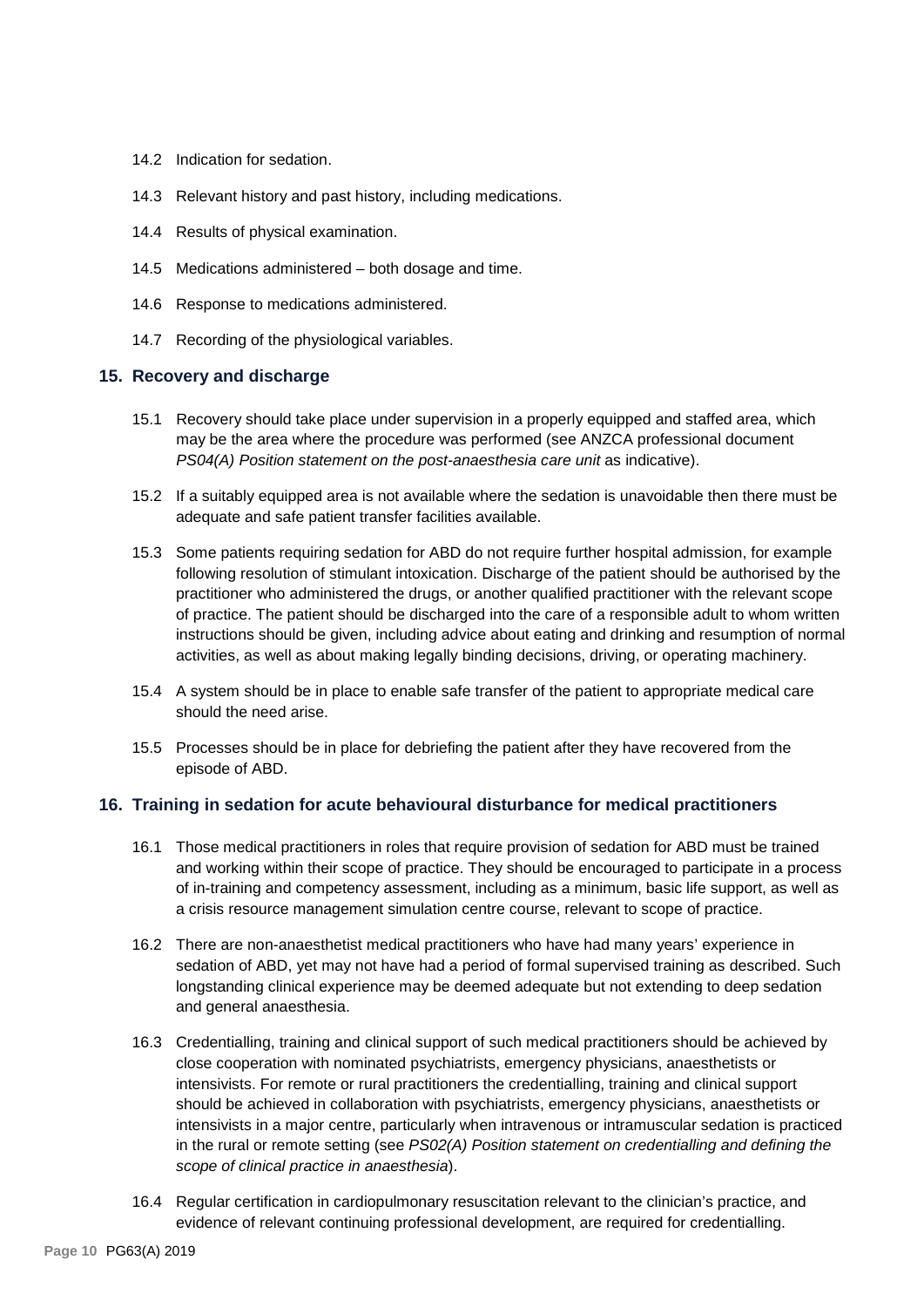14.2 Indication for sedation.

14.3 Relevant history and past history, including medications.

14.4 Results of physical examination.

14.5 Medications administered – both dosage and time.

14.6 Response to medications administered.

14.7 Recording of the physiological variables.

## 15. Recovery and discharge

15.1 Recovery should take place under supervision in a properly equipped and staffed area, which may be the area where the procedure was performed (see ANZCA professional document *PS04(A) Position statement on the post-anaesthesia care unit* as indicative).

15.2 If a suitably equipped area is not available where the sedation is unavoidable then there must be adequate and safe patient transfer facilities available.

15.3 Some patients requiring sedation for ABD do not require further hospital admission, for example following resolution of stimulant intoxication. Discharge of the patient should be authorised by the practitioner who administered the drugs, or another qualified practitioner with the relevant scope of practice. The patient should be discharged into the care of a responsible adult to whom written instructions should be given, including advice about eating and drinking and resumption of normal activities, as well as about making legally binding decisions, driving, or operating machinery.

15.4 A system should be in place to enable safe transfer of the patient to appropriate medical care should the need arise.

15.5 Processes should be in place for debriefing the patient after they have recovered from the episode of ABD.

## 16. Training in sedation for acute behavioural disturbance for medical practitioners

16.1 Those medical practitioners in roles that require provision of sedation for ABD must be trained and working within their scope of practice. They should be encouraged to participate in a process of in-training and competency assessment, including as a minimum, basic life support, as well as a crisis resource management simulation centre course, relevant to scope of practice.

16.2 There are non-anaesthetist medical practitioners who have had many years' experience in sedation of ABD, yet may not have had a period of formal supervised training as described. Such longstanding clinical experience may be deemed adequate but not extending to deep sedation and general anaesthesia.

16.3 Credentialling, training and clinical support of such medical practitioners should be achieved by close cooperation with nominated psychiatrists, emergency physicians, anaesthetists or intensivists. For remote or rural practitioners the credentialling, training and clinical support should be achieved in collaboration with psychiatrists, emergency physicians, anaesthetists or intensivists in a major centre, particularly when intravenous or intramuscular sedation is practiced in the rural or remote setting (see *PS02(A) Position statement on credentialling and defining the scope of clinical practice in anaesthesia*).

16.4 Regular certification in cardiopulmonary resuscitation relevant to the clinician's practice, and evidence of relevant continuing professional development, are required for credentialling.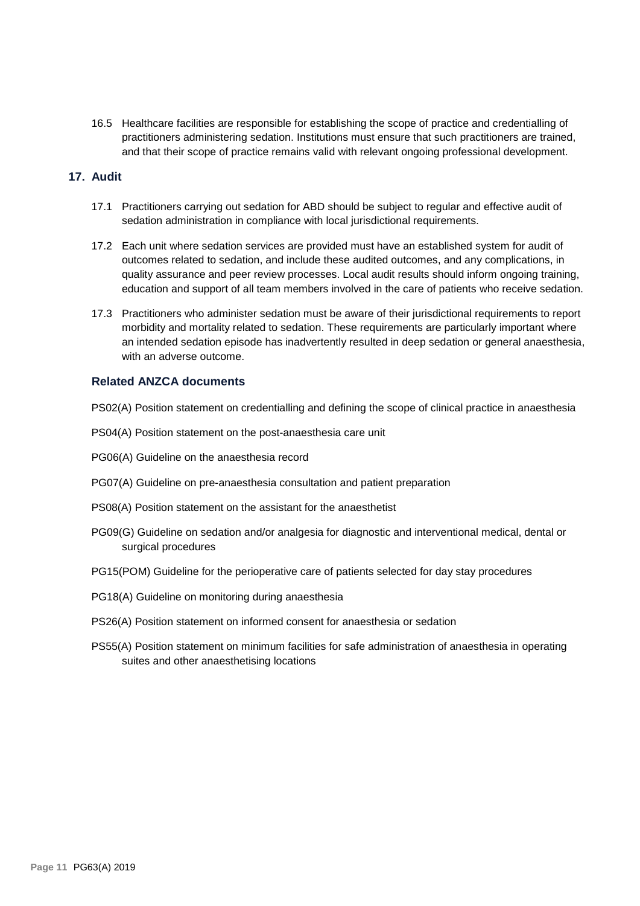16.5 Healthcare facilities are responsible for establishing the scope of practice and credentialling of practitioners administering sedation. Institutions must ensure that such practitioners are trained, and that their scope of practice remains valid with relevant ongoing professional development.

## 17. Audit

17.1 Practitioners carrying out sedation for ABD should be subject to regular and effective audit of sedation administration in compliance with local jurisdictional requirements.

17.2 Each unit where sedation services are provided must have an established system for audit of outcomes related to sedation, and include these audited outcomes, and any complications, in quality assurance and peer review processes. Local audit results should inform ongoing training, education and support of all team members involved in the care of patients who receive sedation.

17.3 Practitioners who administer sedation must be aware of their jurisdictional requirements to report morbidity and mortality related to sedation. These requirements are particularly important where an intended sedation episode has inadvertently resulted in deep sedation or general anaesthesia, with an adverse outcome.

### Related ANZCA documents

PS02(A) Position statement on credentialling and defining the scope of clinical practice in anaesthesia

PS04(A) Position statement on the post-anaesthesia care unit

PG06(A) Guideline on the anaesthesia record

PG07(A) Guideline on pre-anaesthesia consultation and patient preparation

PS08(A) Position statement on the assistant for the anaesthetist

PG09(G) Guideline on sedation and/or analgesia for diagnostic and interventional medical, dental or surgical procedures

PG15(POM) Guideline for the perioperative care of patients selected for day stay procedures

PG18(A) Guideline on monitoring during anaesthesia

PS26(A) Position statement on informed consent for anaesthesia or sedation

PS55(A) Position statement on minimum facilities for safe administration of anaesthesia in operating suites and other anaesthetising locations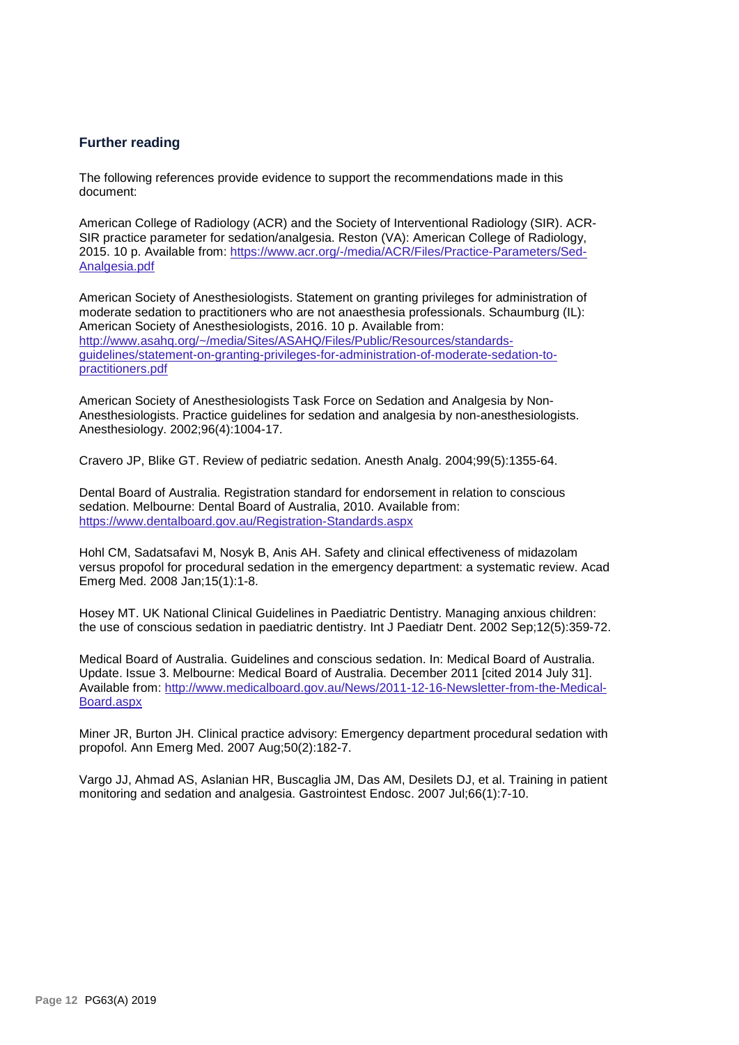## Further reading

The following references provide evidence to support the recommendations made in this document:

American College of Radiology (ACR) and the Society of Interventional Radiology (SIR). ACR-SIR practice parameter for sedation/analgesia. Reston (VA): American College of Radiology, 2015. 10 p. Available from: https://www.acr.org/-/media/ACR/Files/Practice-Parameters/Sed-Analgesia.pdf

American Society of Anesthesiologists. Statement on granting privileges for administration of moderate sedation to practitioners who are not anaesthesia professionals. Schaumburg (IL): American Society of Anesthesiologists, 2016. 10 p. Available from: http://www.asahq.org/~/media/Sites/ASAHQ/Files/Public/Resources/standards-guidelines/statement-on-granting-privileges-for-administration-of-moderate-sedation-to-practitioners.pdf

American Society of Anesthesiologists Task Force on Sedation and Analgesia by Non-Anesthesiologists. Practice guidelines for sedation and analgesia by non-anesthesiologists. Anesthesiology. 2002;96(4):1004-17.

Cravero JP, Blike GT. Review of pediatric sedation. Anesth Analg. 2004;99(5):1355-64.

Dental Board of Australia. Registration standard for endorsement in relation to conscious sedation. Melbourne: Dental Board of Australia, 2010. Available from: https://www.dentalboard.gov.au/Registration-Standards.aspx

Hohl CM, Sadatsafavi M, Nosyk B, Anis AH. Safety and clinical effectiveness of midazolam versus propofol for procedural sedation in the emergency department: a systematic review. Acad Emerg Med. 2008 Jan;15(1):1-8.

Hosey MT. UK National Clinical Guidelines in Paediatric Dentistry. Managing anxious children: the use of conscious sedation in paediatric dentistry. Int J Paediatr Dent. 2002 Sep;12(5):359-72.

Medical Board of Australia. Guidelines and conscious sedation. In: Medical Board of Australia. Update. Issue 3. Melbourne: Medical Board of Australia. December 2011 [cited 2014 July 31]. Available from: http://www.medicalboard.gov.au/News/2011-12-16-Newsletter-from-the-Medical-Board.aspx

Miner JR, Burton JH. Clinical practice advisory: Emergency department procedural sedation with propofol. Ann Emerg Med. 2007 Aug;50(2):182-7.

Vargo JJ, Ahmad AS, Aslanian HR, Buscaglia JM, Das AM, Desilets DJ, et al. Training in patient monitoring and sedation and analgesia. Gastrointest Endosc. 2007 Jul;66(1):7-10.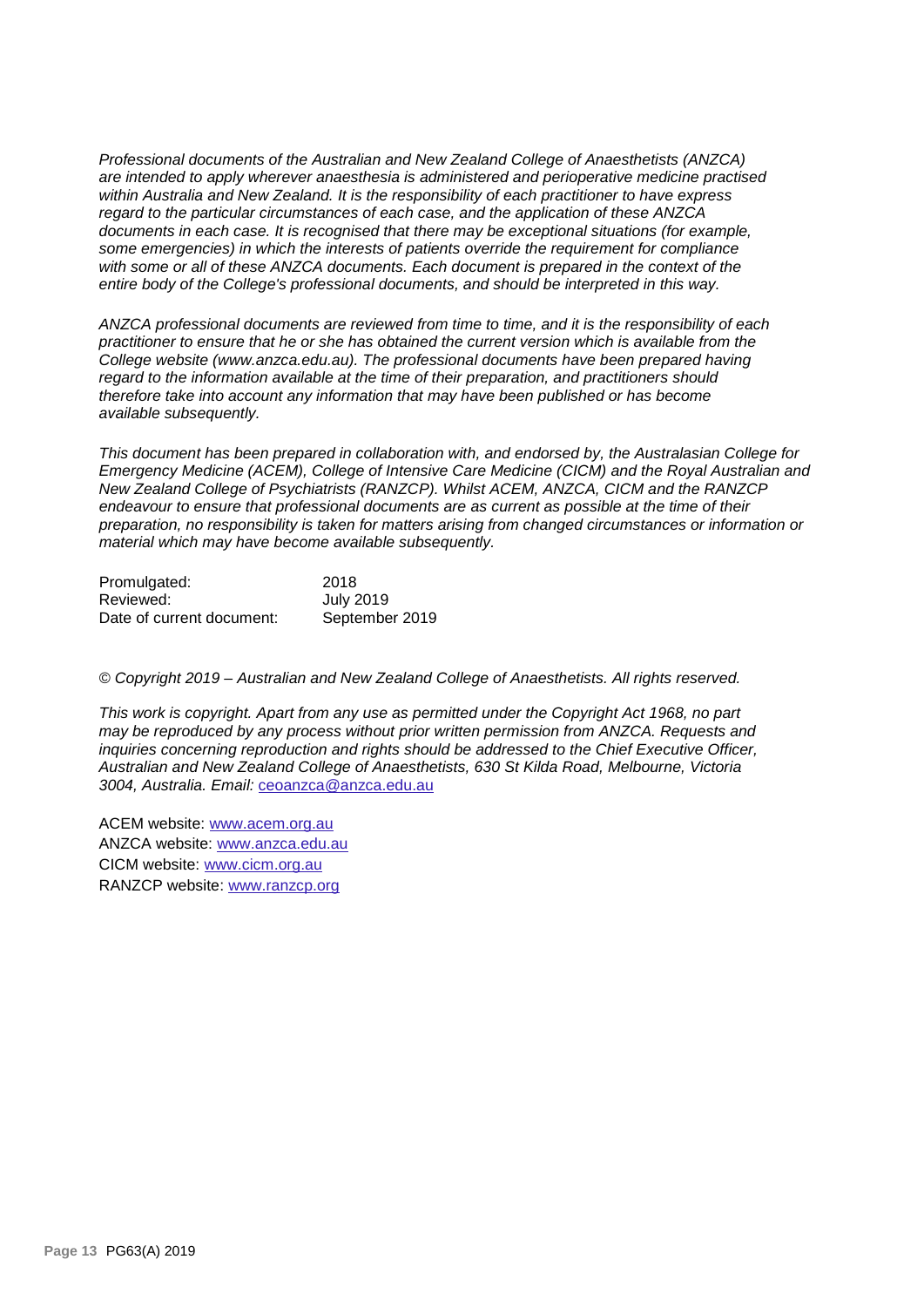*Professional documents of the Australian and New Zealand College of Anaesthetists (ANZCA) are intended to apply wherever anaesthesia is administered and perioperative medicine practised within Australia and New Zealand. It is the responsibility of each practitioner to have express regard to the particular circumstances of each case, and the application of these ANZCA documents in each case. It is recognised that there may be exceptional situations (for example, some emergencies) in which the interests of patients override the requirement for compliance with some or all of these ANZCA documents. Each document is prepared in the context of the entire body of the College's professional documents, and should be interpreted in this way.*

*ANZCA professional documents are reviewed from time to time, and it is the responsibility of each practitioner to ensure that he or she has obtained the current version which is available from the College website (www.anzca.edu.au). The professional documents have been prepared having regard to the information available at the time of their preparation, and practitioners should therefore take into account any information that may have been published or has become available subsequently.*

*This document has been prepared in collaboration with, and endorsed by, the Australasian College for Emergency Medicine (ACEM), College of Intensive Care Medicine (CICM) and the Royal Australian and New Zealand College of Psychiatrists (RANZCP). Whilst ACEM, ANZCA, CICM and the RANZCP endeavour to ensure that professional documents are as current as possible at the time of their preparation, no responsibility is taken for matters arising from changed circumstances or information or material which may have become available subsequently.*

| | |
|---|---|
| Promulgated: | 2018 |
| Reviewed: | July 2019 |
| Date of current document: | September 2019 |

*© Copyright 2019 – Australian and New Zealand College of Anaesthetists. All rights reserved.*

*This work is copyright. Apart from any use as permitted under the Copyright Act 1968, no part may be reproduced by any process without prior written permission from ANZCA. Requests and inquiries concerning reproduction and rights should be addressed to the Chief Executive Officer, Australian and New Zealand College of Anaesthetists, 630 St Kilda Road, Melbourne, Victoria 3004, Australia. Email:* ceoanzca@anzca.edu.au

ACEM website: www.acem.org.au
ANZCA website: www.anzca.edu.au
CICM website: www.cicm.org.au
RANZCP website: www.ranzcp.org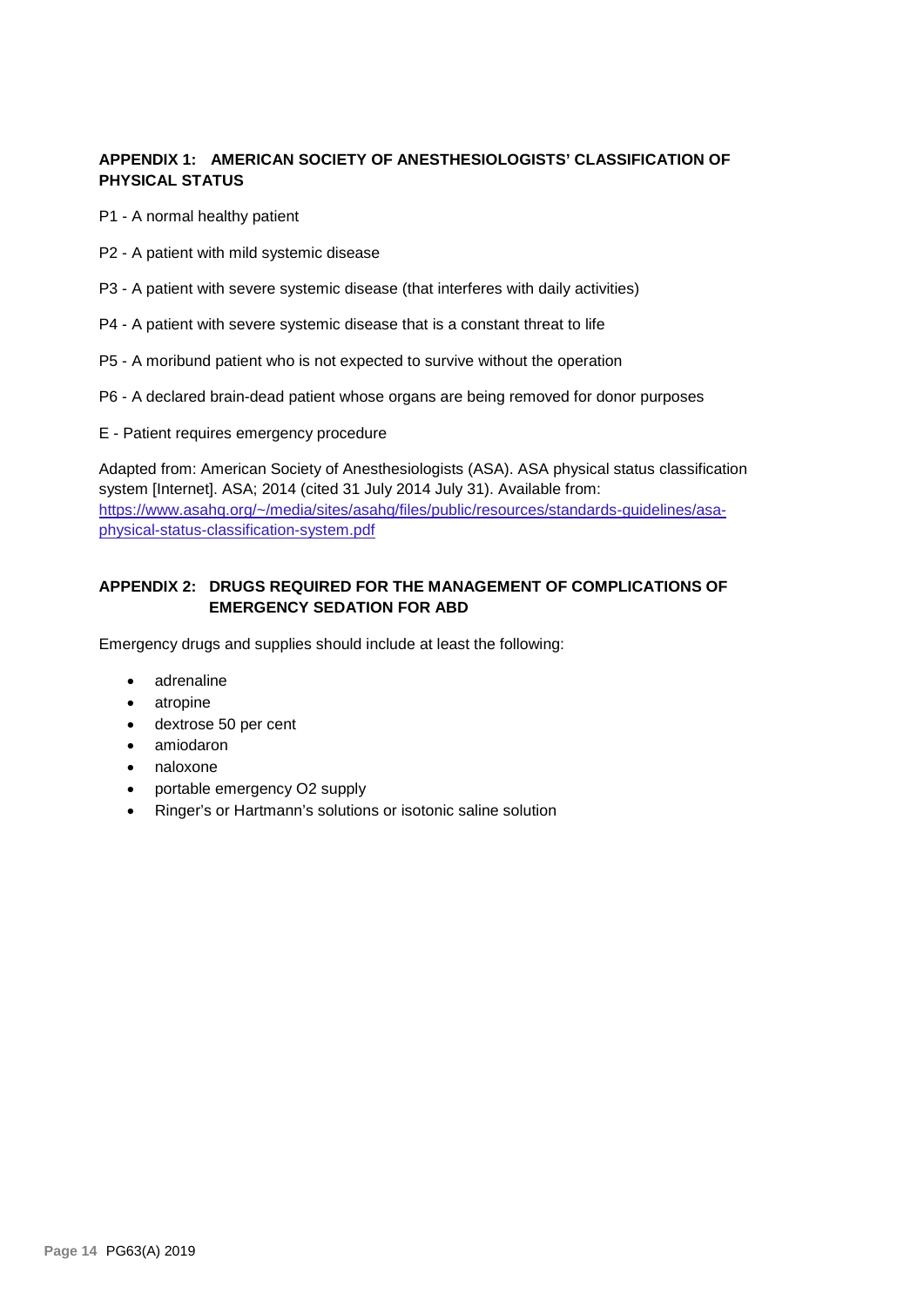### APPENDIX 1: AMERICAN SOCIETY OF ANESTHESIOLOGISTS' CLASSIFICATION OF PHYSICAL STATUS

P1 - A normal healthy patient

P2 - A patient with mild systemic disease

P3 - A patient with severe systemic disease (that interferes with daily activities)

P4 - A patient with severe systemic disease that is a constant threat to life

P5 - A moribund patient who is not expected to survive without the operation

P6 - A declared brain-dead patient whose organs are being removed for donor purposes

E - Patient requires emergency procedure

Adapted from: American Society of Anesthesiologists (ASA). ASA physical status classification system [Internet]. ASA; 2014 (cited 31 July 2014 July 31). Available from: [https://www.asahq.org/~/media/sites/asahq/files/public/resources/standards-guidelines/asa-physical-status-classification-system.pdf](https://www.asahq.org/~/media/sites/asahq/files/public/resources/standards-guidelines/asa-physical-status-classification-system.pdf)

### APPENDIX 2: DRUGS REQUIRED FOR THE MANAGEMENT OF COMPLICATIONS OF EMERGENCY SEDATION FOR ABD

Emergency drugs and supplies should include at least the following:

- adrenaline
- atropine
- dextrose 50 per cent
- amiodaron
- naloxone
- portable emergency $O_2$ supply
- Ringer's or Hartmann's solutions or isotonic saline solution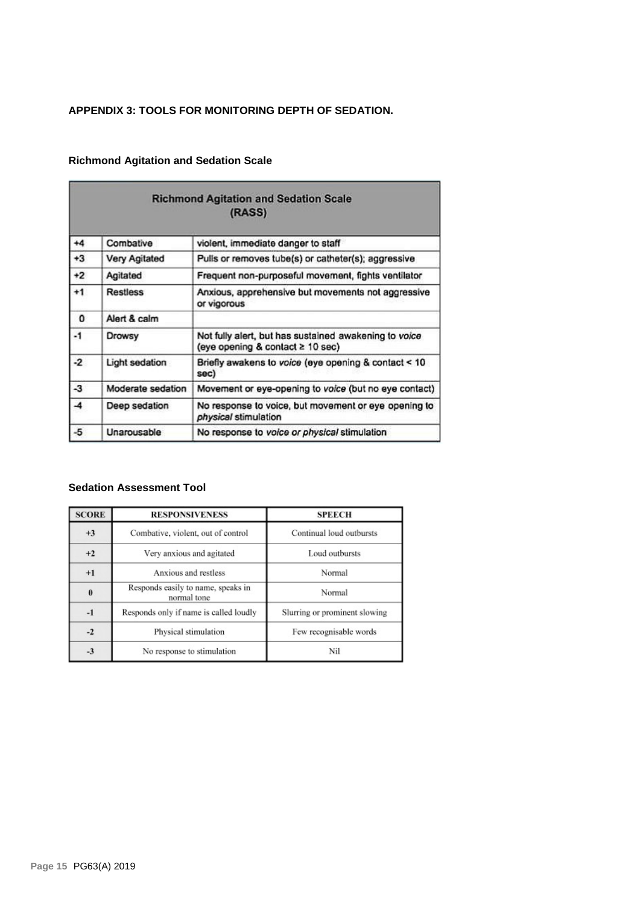**APPENDIX 3: TOOLS FOR MONITORING DEPTH OF SEDATION.**

**Richmond Agitation and Sedation Scale**

| Richmond Agitation and Sedation Scale (RASS) | | |
|---|---|---|
| +4 | Combative | violent, immediate danger to staff |
| +3 | Very Agitated | Pulls or removes tube(s) or catheter(s); aggressive |
| +2 | Agitated | Frequent non-purposeful movement, fights ventilator |
| +1 | Restless | Anxious, apprehensive but movements not aggressive or vigorous |
| 0 | Alert & calm | |
| -1 | Drowsy | Not fully alert, but has sustained awakening to *voice* (eye opening & contact ≥ 10 sec) |
| -2 | Light sedation | Briefly awakens to *voice* (eye opening & contact < 10 sec) |
| -3 | Moderate sedation | Movement or eye-opening to *voice* (but no eye contact) |
| -4 | Deep sedation | No response to voice, but movement or eye opening to *physical* stimulation |
| -5 | Unarousable | No response to *voice or physical* stimulation |

**Sedation Assessment Tool**

| SCORE | RESPONSIVENESS | SPEECH |
|---|---|---|
| +3 | Combative, violent, out of control | Continual loud outbursts |
| +2 | Very anxious and agitated | Loud outbursts |
| +1 | Anxious and restless | Normal |
| 0 | Responds easily to name, speaks in normal tone | Normal |
| -1 | Responds only if name is called loudly | Slurring or prominent slowing |
| -2 | Physical stimulation | Few recognisable words |
| -3 | No response to stimulation | Nil |